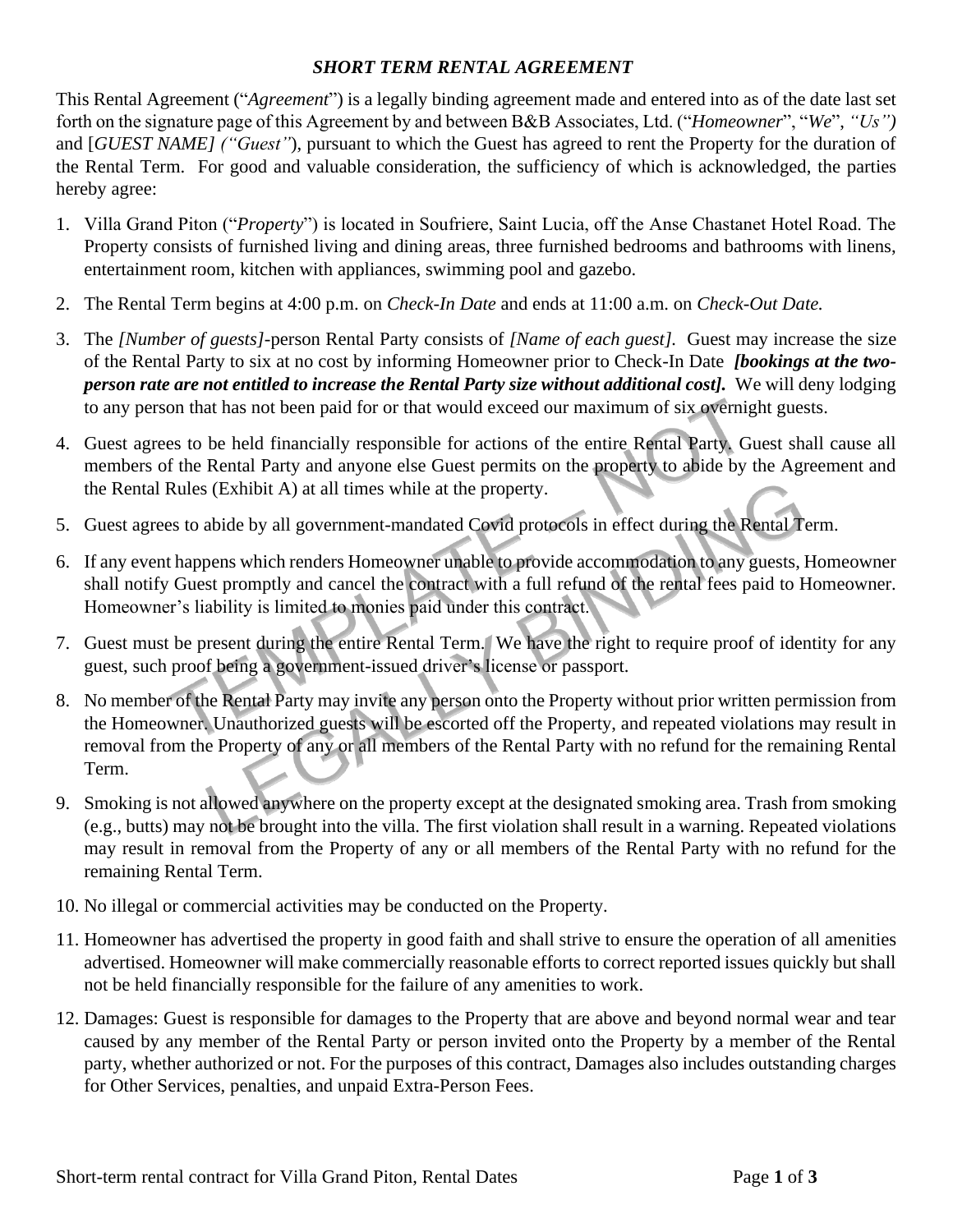## *SHORT TERM RENTAL AGREEMENT*

This Rental Agreement ("*Agreement*") is a legally binding agreement made and entered into as of the date last set forth on the signature page of this Agreement by and between B&B Associates, Ltd. ("*Homeowner*", "*We*", *"Us")* and [*GUEST NAME] ("Guest"*), pursuant to which the Guest has agreed to rent the Property for the duration of the Rental Term. For good and valuable consideration, the sufficiency of which is acknowledged, the parties hereby agree:

1. Villa Grand Piton ("*Property*") is located in Soufriere, Saint Lucia, off the Anse Chastanet Hotel Road. The Property consists of furnished living and dining areas, three furnished bedrooms and bathrooms with linens, entertainment room, kitchen with appliances, swimming pool and gazebo.
2. The Rental Term begins at 4:00 p.m. on *Check-In Date* and ends at 11:00 a.m. on *Check-Out Date.*
3. The *[Number of guests]*-person Rental Party consists of *[Name of each guest]*. Guest may increase the size of the Rental Party to six at no cost by informing Homeowner prior to Check-In Date ***[bookings at the two-person rate are not entitled to increase the Rental Party size without additional cost].*** We will deny lodging to any person that has not been paid for or that would exceed our maximum of six overnight guests.
4. Guest agrees to be held financially responsible for actions of the entire Rental Party. Guest shall cause all members of the Rental Party and anyone else Guest permits on the property to abide by the Agreement and the Rental Rules (Exhibit A) at all times while at the property.
5. Guest agrees to abide by all government-mandated Covid protocols in effect during the Rental Term.
6. If any event happens which renders Homeowner unable to provide accommodation to any guests, Homeowner shall notify Guest promptly and cancel the contract with a full refund of the rental fees paid to Homeowner. Homeowner's liability is limited to monies paid under this contract.
7. Guest must be present during the entire Rental Term. We have the right to require proof of identity for any guest, such proof being a government-issued driver's license or passport.
8. No member of the Rental Party may invite any person onto the Property without prior written permission from the Homeowner. Unauthorized guests will be escorted off the Property, and repeated violations may result in removal from the Property of any or all members of the Rental Party with no refund for the remaining Rental Term.
9. Smoking is not allowed anywhere on the property except at the designated smoking area. Trash from smoking (e.g., butts) may not be brought into the villa. The first violation shall result in a warning. Repeated violations may result in removal from the Property of any or all members of the Rental Party with no refund for the remaining Rental Term.
10. No illegal or commercial activities may be conducted on the Property.
11. Homeowner has advertised the property in good faith and shall strive to ensure the operation of all amenities advertised. Homeowner will make commercially reasonable efforts to correct reported issues quickly but shall not be held financially responsible for the failure of any amenities to work.
12. Damages: Guest is responsible for damages to the Property that are above and beyond normal wear and tear caused by any member of the Rental Party or person invited onto the Property by a member of the Rental party, whether authorized or not. For the purposes of this contract, Damages also includes outstanding charges for Other Services, penalties, and unpaid Extra-Person Fees.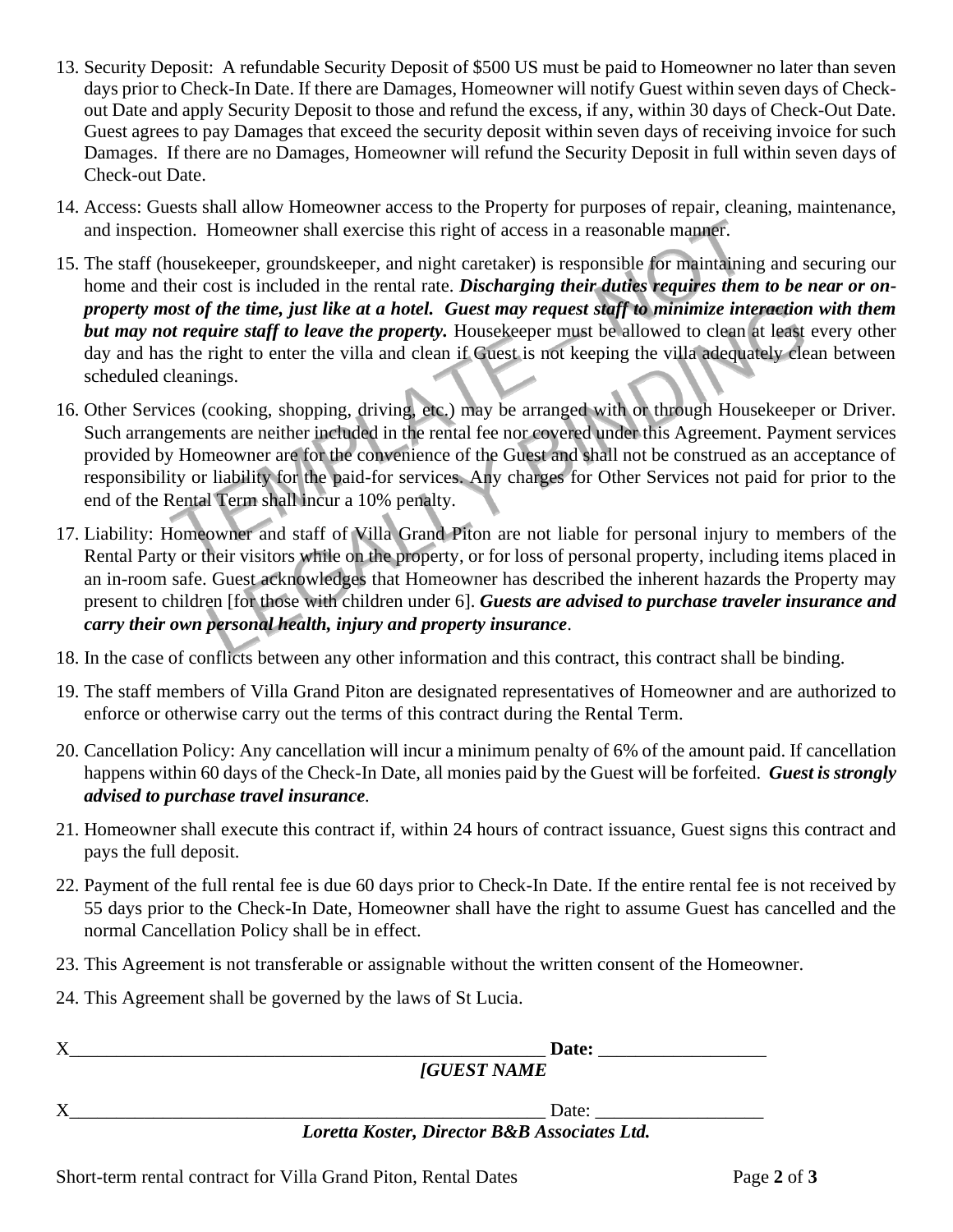13. Security Deposit: A refundable Security Deposit of $500 US must be paid to Homeowner no later than seven days prior to Check-In Date. If there are Damages, Homeowner will notify Guest within seven days of Check-out Date and apply Security Deposit to those and refund the excess, if any, within 30 days of Check-Out Date. Guest agrees to pay Damages that exceed the security deposit within seven days of receiving invoice for such Damages. If there are no Damages, Homeowner will refund the Security Deposit in full within seven days of Check-out Date.

14. Access: Guests shall allow Homeowner access to the Property for purposes of repair, cleaning, maintenance, and inspection. Homeowner shall exercise this right of access in a reasonable manner.

15. The staff (housekeeper, groundskeeper, and night caretaker) is responsible for maintaining and securing our home and their cost is included in the rental rate. ***Discharging their duties requires them to be near or on-property most of the time, just like at a hotel. Guest may request staff to minimize interaction with them but may not require staff to leave the property.*** Housekeeper must be allowed to clean at least every other day and has the right to enter the villa and clean if Guest is not keeping the villa adequately clean between scheduled cleanings.

16. Other Services (cooking, shopping, driving, etc.) may be arranged with or through Housekeeper or Driver. Such arrangements are neither included in the rental fee nor covered under this Agreement. Payment services provided by Homeowner are for the convenience of the Guest and shall not be construed as an acceptance of responsibility or liability for the paid-for services. Any charges for Other Services not paid for prior to the end of the Rental Term shall incur a 10% penalty.

17. Liability: Homeowner and staff of Villa Grand Piton are not liable for personal injury to members of the Rental Party or their visitors while on the property, or for loss of personal property, including items placed in an in-room safe. Guest acknowledges that Homeowner has described the inherent hazards the Property may present to children [for those with children under 6]. ***Guests are advised to purchase traveler insurance and carry their own personal health, injury and property insurance***.

18. In the case of conflicts between any other information and this contract, this contract shall be binding.

19. The staff members of Villa Grand Piton are designated representatives of Homeowner and are authorized to enforce or otherwise carry out the terms of this contract during the Rental Term.

20. Cancellation Policy: Any cancellation will incur a minimum penalty of 6% of the amount paid. If cancellation happens within 60 days of the Check-In Date, all monies paid by the Guest will be forfeited. ***Guest is strongly advised to purchase travel insurance***.

21. Homeowner shall execute this contract if, within 24 hours of contract issuance, Guest signs this contract and pays the full deposit.

22. Payment of the full rental fee is due 60 days prior to Check-In Date. If the entire rental fee is not received by 55 days prior to the Check-In Date, Homeowner shall have the right to assume Guest has cancelled and the normal Cancellation Policy shall be in effect.

23. This Agreement is not transferable or assignable without the written consent of the Homeowner.

24. This Agreement shall be governed by the laws of St Lucia.

X______________________________________________________ **Date:** __________________

***[GUEST NAME***

X______________________________________________________ Date: __________________

***Loretta Koster, Director B&B Associates Ltd.***

Short-term rental contract for Villa Grand Piton, Rental Dates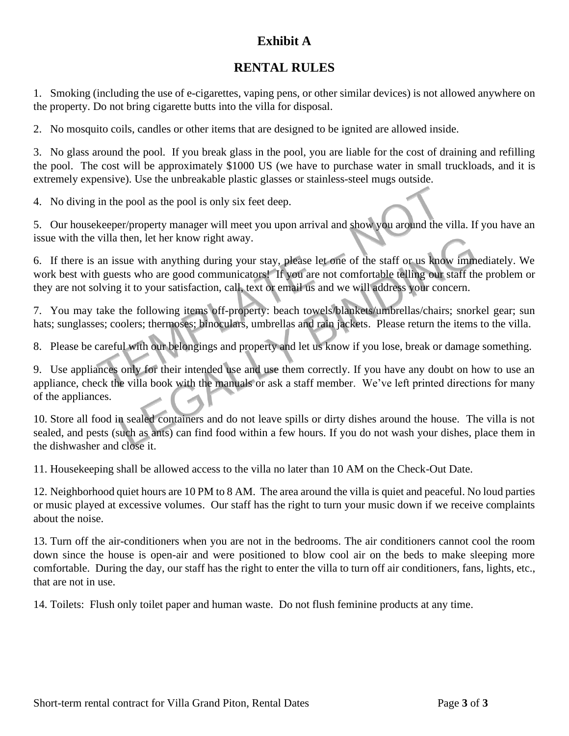# Exhibit A

## RENTAL RULES

1. Smoking (including the use of e-cigarettes, vaping pens, or other similar devices) is not allowed anywhere on the property. Do not bring cigarette butts into the villa for disposal.

2. No mosquito coils, candles or other items that are designed to be ignited are allowed inside.

3. No glass around the pool. If you break glass in the pool, you are liable for the cost of draining and refilling the pool. The cost will be approximately $1000 US (we have to purchase water in small truckloads, and it is extremely expensive). Use the unbreakable plastic glasses or stainless-steel mugs outside.

4. No diving in the pool as the pool is only six feet deep.

5. Our housekeeper/property manager will meet you upon arrival and show you around the villa. If you have an issue with the villa then, let her know right away.

6. If there is an issue with anything during your stay, please let one of the staff or us know immediately. We work best with guests who are good communicators! If you are not comfortable telling our staff the problem or they are not solving it to your satisfaction, call, text or email us and we will address your concern.

7. You may take the following items off-property: beach towels/blankets/umbrellas/chairs; snorkel gear; sun hats; sunglasses; coolers; thermoses; binoculars, umbrellas and rain jackets. Please return the items to the villa.

8. Please be careful with our belongings and property and let us know if you lose, break or damage something.

9. Use appliances only for their intended use and use them correctly. If you have any doubt on how to use an appliance, check the villa book with the manuals or ask a staff member. We've left printed directions for many of the appliances.

10. Store all food in sealed containers and do not leave spills or dirty dishes around the house. The villa is not sealed, and pests (such as ants) can find food within a few hours. If you do not wash your dishes, place them in the dishwasher and close it.

11. Housekeeping shall be allowed access to the villa no later than 10 AM on the Check-Out Date.

12. Neighborhood quiet hours are 10 PM to 8 AM. The area around the villa is quiet and peaceful. No loud parties or music played at excessive volumes. Our staff has the right to turn your music down if we receive complaints about the noise.

13. Turn off the air-conditioners when you are not in the bedrooms. The air conditioners cannot cool the room down since the house is open-air and were positioned to blow cool air on the beds to make sleeping more comfortable. During the day, our staff has the right to enter the villa to turn off air conditioners, fans, lights, etc., that are not in use.

14. Toilets: Flush only toilet paper and human waste. Do not flush feminine products at any time.